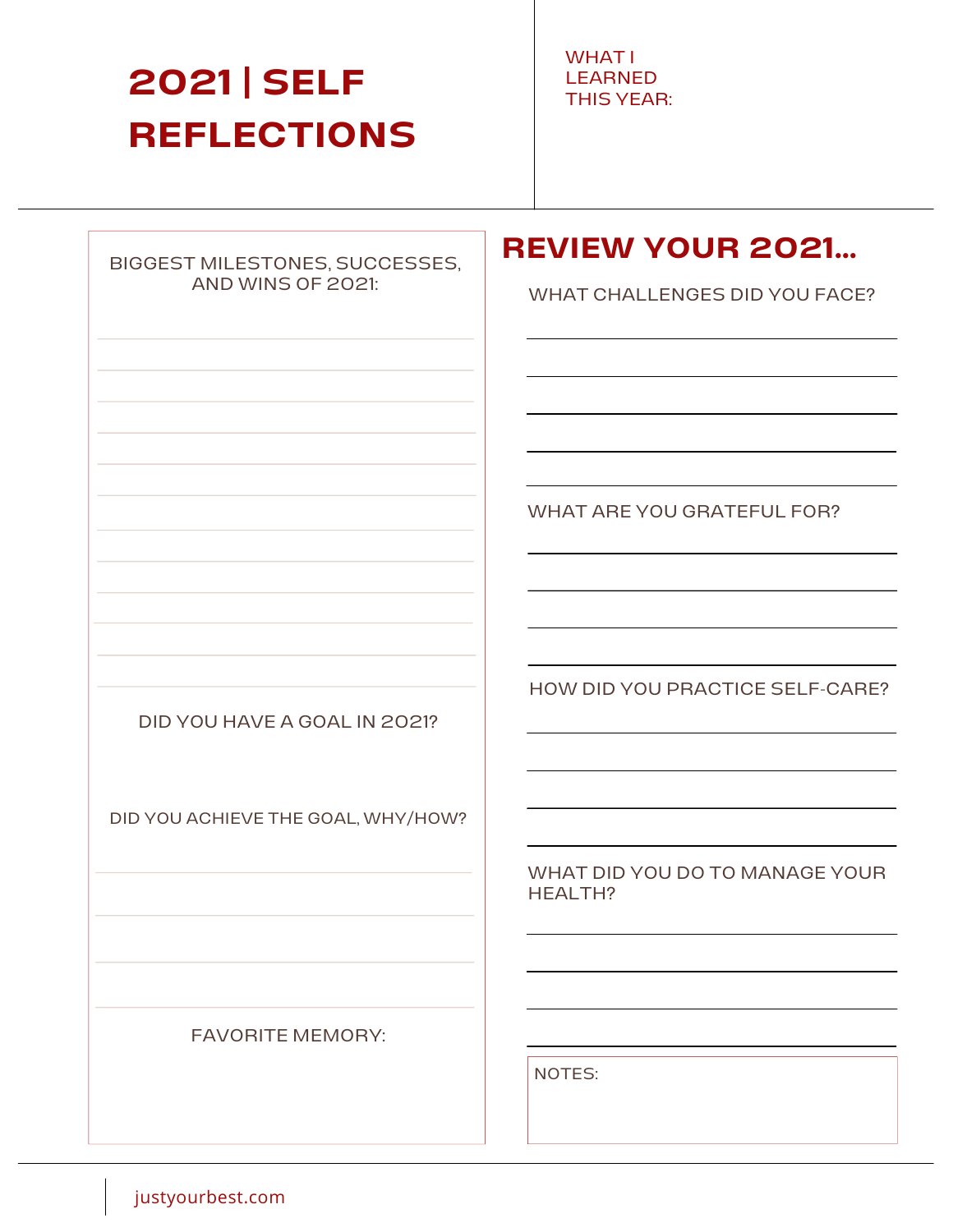# 2021 | SELF REFLECTIONS

WHAT I LEARNED THIS YEAR:

BIGGEST MILESTONES, SUCCESSES, AND WINS OF 2021:

DID YOU HAVE A GOAL IN 2021?

DID YOU ACHIEVE THE GOAL, WHY/HOW?

FAVORITE MEMORY:

## REVIEW YOUR 2021...

WHAT CHALLENGES DID YOU FACE?

WHAT ARE YOU GRATEFUL FOR?

HOW DID YOU PRACTICE SELF-CARE?

WHAT DID YOU DO TO MANAGE YOUR HEALTH?

NOTES:

justyourbest.com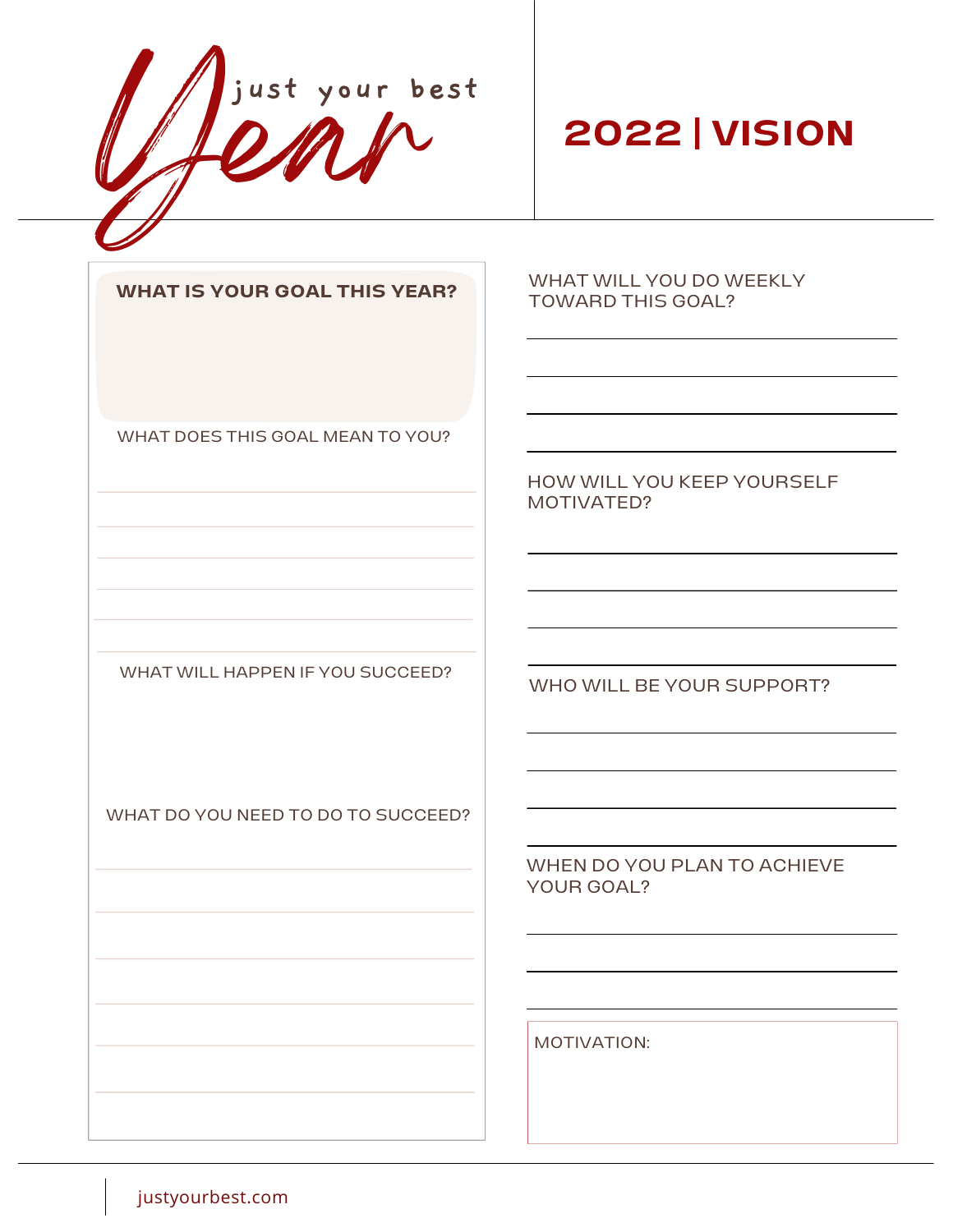# just your best Year

## 2022 | VISION

**WHAT IS YOUR GOAL THIS YEAR?**

WHAT DOES THIS GOAL MEAN TO YOU?

WHAT WILL HAPPEN IF YOU SUCCEED?

WHAT DO YOU NEED TO DO TO SUCCEED?

WHAT WILL YOU DO WEEKLY TOWARD THIS GOAL?

HOW WILL YOU KEEP YOURSELF MOTIVATED?

WHO WILL BE YOUR SUPPORT?

WHEN DO YOU PLAN TO ACHIEVE YOUR GOAL?

MOTIVATION:

justyourbest.com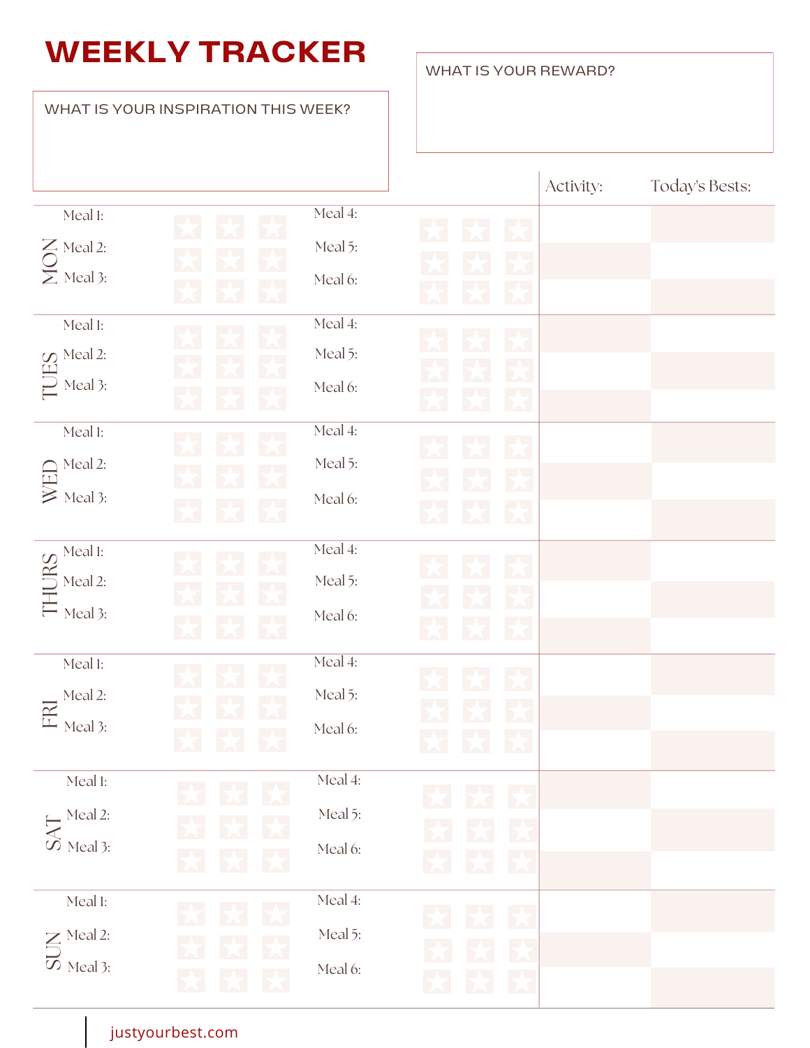# WEEKLY TRACKER

WHAT IS YOUR INSPIRATION THIS WEEK?

WHAT IS YOUR REWARD?

| Day | Meals | | Activity: | Today's Bests: |
|---|---|---|---|---|
| MON | Meal 1: | Meal 4: | | |
| | Meal 2: | Meal 5: | | |
| | Meal 3: | Meal 6: | | |
| TUES | Meal 1: | Meal 4: | | |
| | Meal 2: | Meal 5: | | |
| | Meal 3: | Meal 6: | | |
| WED | Meal 1: | Meal 4: | | |
| | Meal 2: | Meal 5: | | |
| | Meal 3: | Meal 6: | | |
| THURS | Meal 1: | Meal 4: | | |
| | Meal 2: | Meal 5: | | |
| | Meal 3: | Meal 6: | | |
| FRI | Meal 1: | Meal 4: | | |
| | Meal 2: | Meal 5: | | |
| | Meal 3: | Meal 6: | | |
| SAT | Meal 1: | Meal 4: | | |
| | Meal 2: | Meal 5: | | |
| | Meal 3: | Meal 6: | | |
| SUN | Meal 1: | Meal 4: | | |
| | Meal 2: | Meal 5: | | |
| | Meal 3: | Meal 6: | | |

justyourbest.com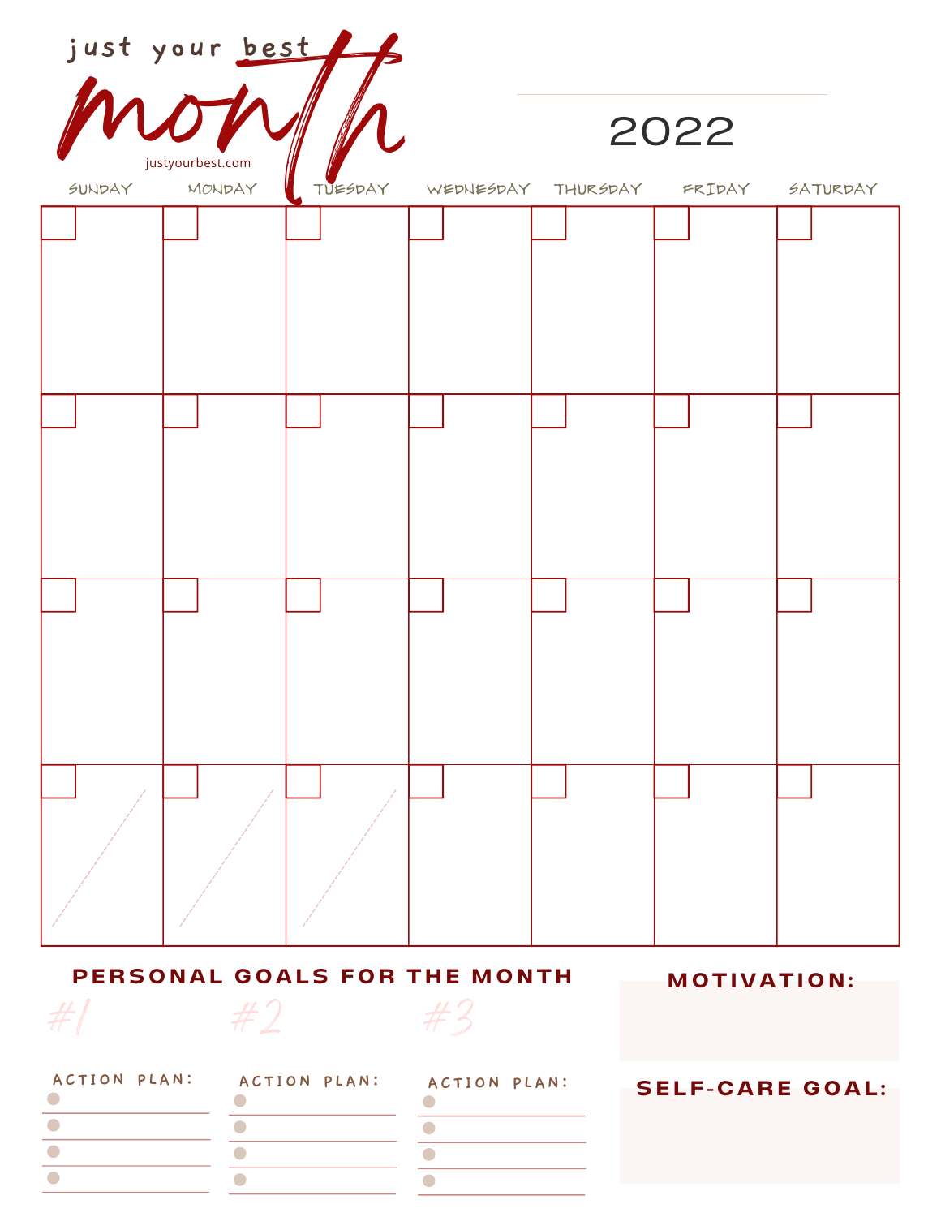just your best

# month

justyourbest.com

2022

| SUNDAY | MONDAY | TUESDAY | WEDNESDAY | THURSDAY | FRIDAY | SATURDAY |
|---|---|---|---|---|---|---|
| | | | | | | |
| | | | | | | |
| | | | | | | |
| | | | | | | |

## PERSONAL GOALS FOR THE MONTH

#1

ACTION PLAN:

- 
- 
- 
- 

#2

ACTION PLAN:

- 
- 
- 
- 

#3

ACTION PLAN:

- 
- 
- 
- 

## MOTIVATION:

## SELF-CARE GOAL: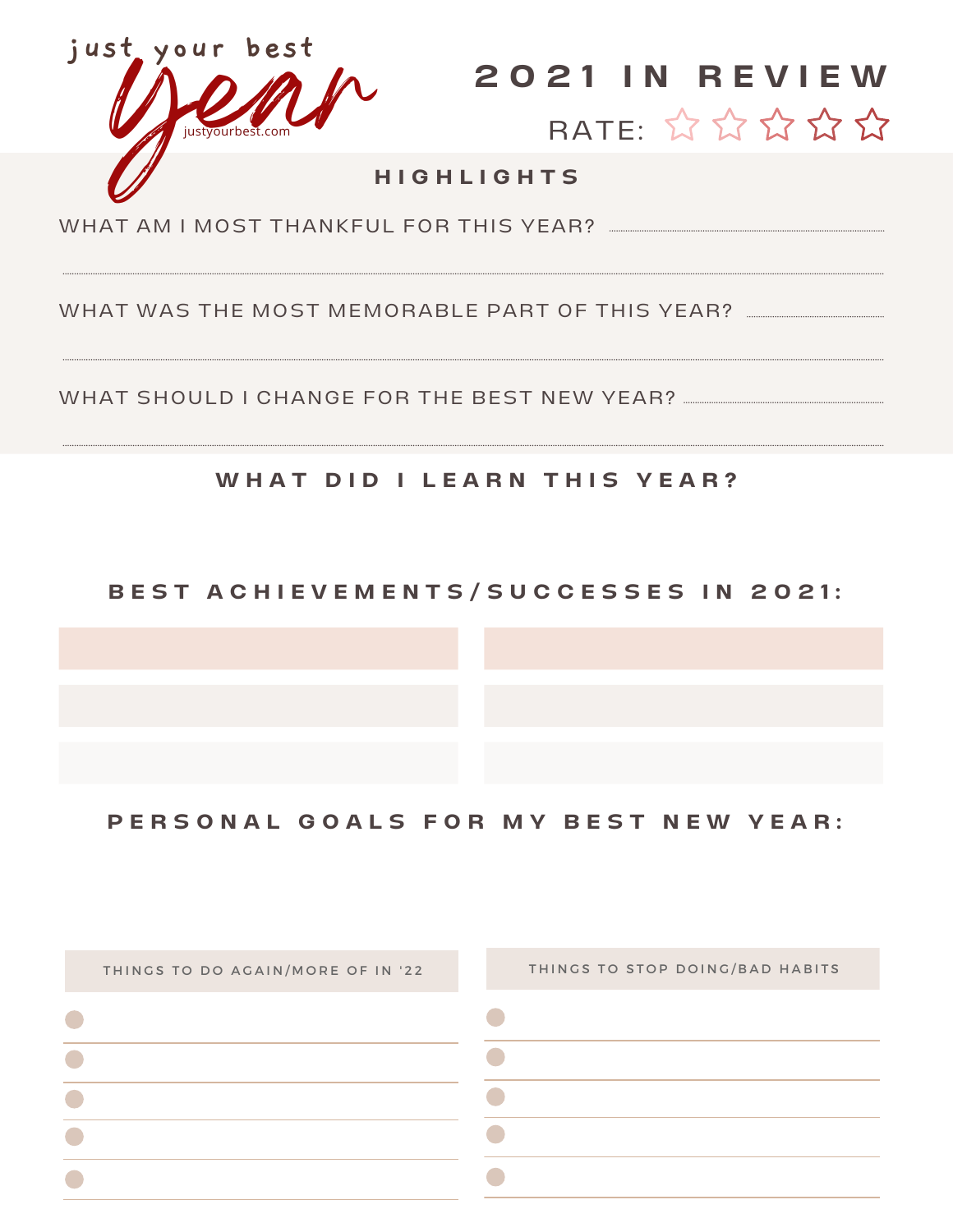just your best **Year**

justyourbest.com

# 2021 IN REVIEW

RATE: ☆ ☆ ☆ ☆ ☆

## HIGHLIGHTS

WHAT AM I MOST THANKFUL FOR THIS YEAR? ........................................

..............................................................................................................

WHAT WAS THE MOST MEMORABLE PART OF THIS YEAR? ..........................

..............................................................................................................

WHAT SHOULD I CHANGE FOR THE BEST NEW YEAR? ...............................

..............................................................................................................

## WHAT DID I LEARN THIS YEAR?

## BEST ACHIEVEMENTS/SUCCESSES IN 2021:

| | |
|---|---|
| | |
| | |
| | |

## PERSONAL GOALS FOR MY BEST NEW YEAR:

| THINGS TO DO AGAIN/MORE OF IN '22 | THINGS TO STOP DOING/BAD HABITS |
|---|---|
| ○ | ○ |
| ○ | ○ |
| ○ | ○ |
| ○ | ○ |
| ○ | ○ |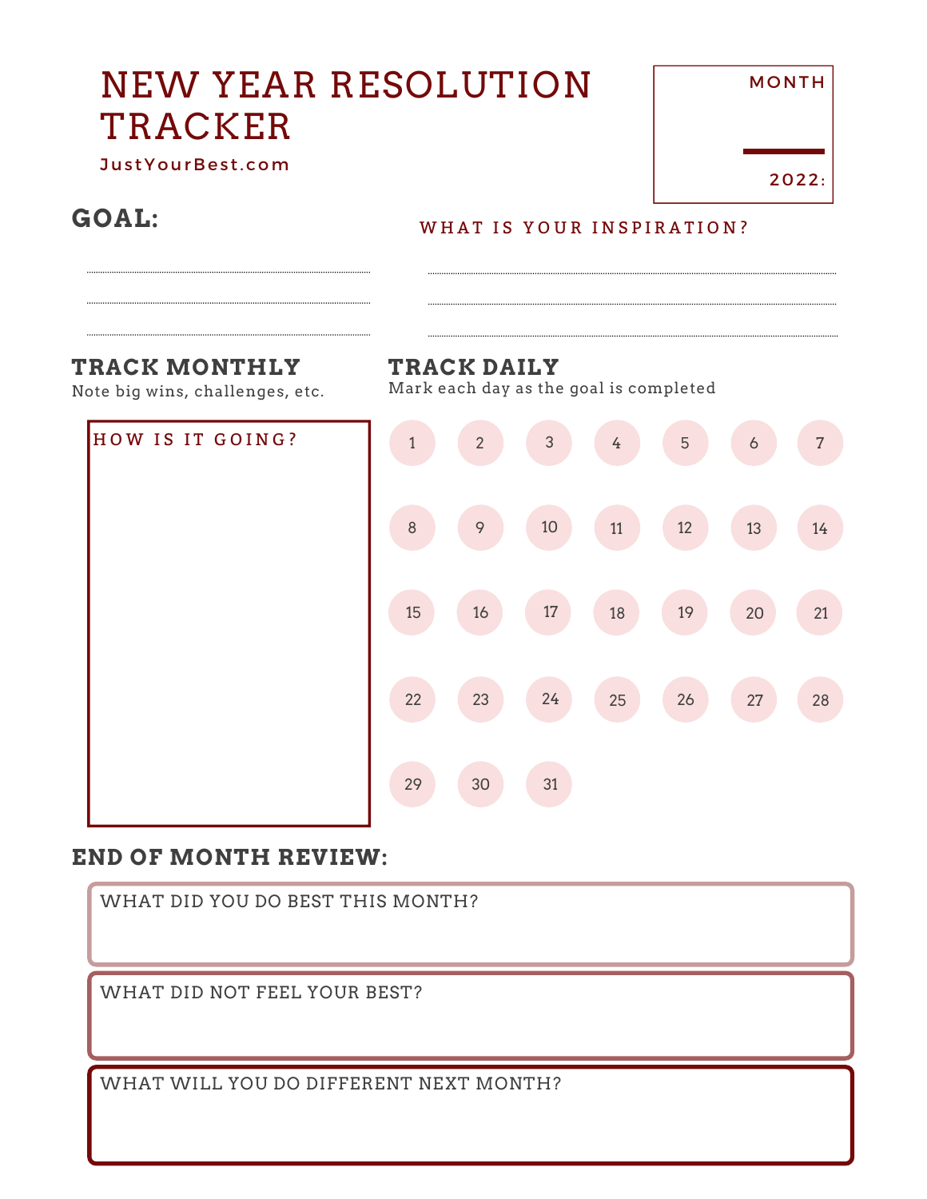# NEW YEAR RESOLUTION TRACKER

JustYourBest.com

MONTH

2022:

## GOAL:

## WHAT IS YOUR INSPIRATION?

## TRACK MONTHLY

Note big wins, challenges, etc.

HOW IS IT GOING?

## TRACK DAILY

Mark each day as the goal is completed

| | | | | | | |
|---|---|---|---|---|---|---|
| 1 | 2 | 3 | 4 | 5 | 6 | 7 |
| 8 | 9 | 10 | 11 | 12 | 13 | 14 |
| 15 | 16 | 17 | 18 | 19 | 20 | 21 |
| 22 | 23 | 24 | 25 | 26 | 27 | 28 |
| 29 | 30 | 31 | | | | |

## END OF MONTH REVIEW:

WHAT DID YOU DO BEST THIS MONTH?

WHAT DID NOT FEEL YOUR BEST?

WHAT WILL YOU DO DIFFERENT NEXT MONTH?